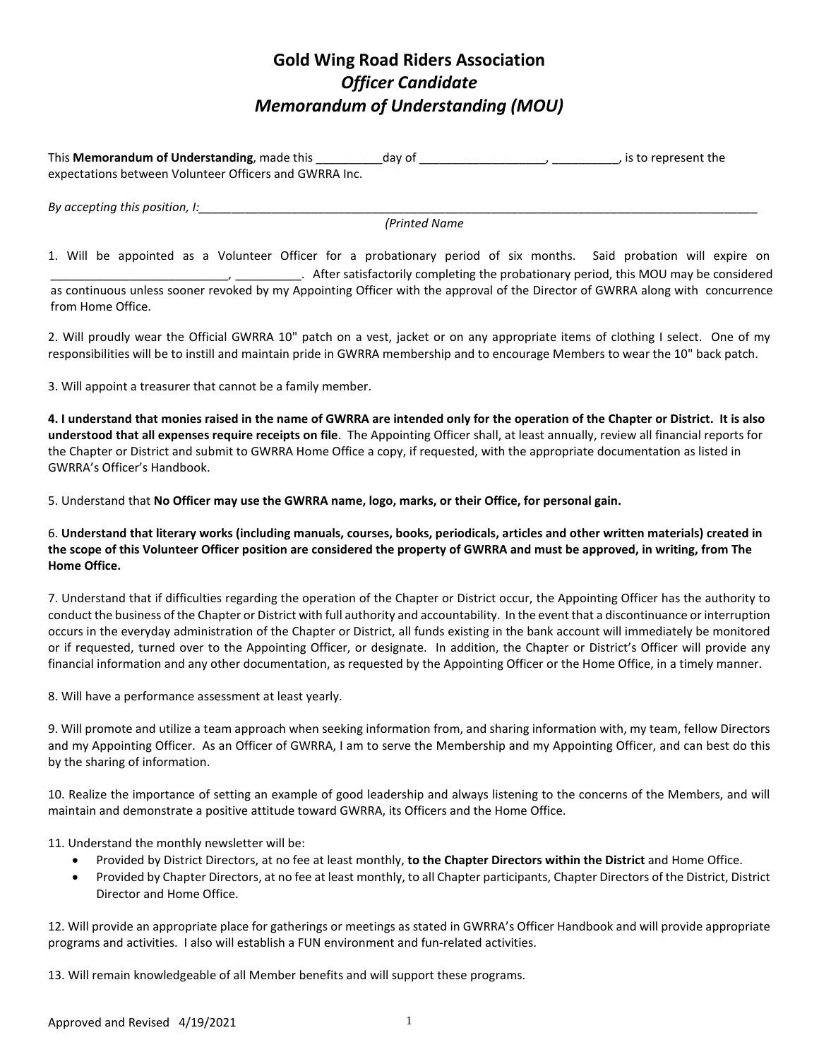# Gold Wing Road Riders Association
## *Officer Candidate*
## *Memorandum of Understanding (MOU)*

This **Memorandum of Understanding**, made this __________day of ___________________, __________, is to represent the expectations between Volunteer Officers and GWRRA Inc.

*By accepting this position, I:*_______________________________________________________________________________________
*(Printed Name*

1. Will be appointed as a Volunteer Officer for a probationary period of six months. Said probation will expire on ___________________________, __________. After satisfactorily completing the probationary period, this MOU may be considered as continuous unless sooner revoked by my Appointing Officer with the approval of the Director of GWRRA along with concurrence from Home Office.

2. Will proudly wear the Official GWRRA 10" patch on a vest, jacket or on any appropriate items of clothing I select. One of my responsibilities will be to instill and maintain pride in GWRRA membership and to encourage Members to wear the 10" back patch.

3. Will appoint a treasurer that cannot be a family member.

**4. I understand that monies raised in the name of GWRRA are intended only for the operation of the Chapter or District. It is also understood that all expenses require receipts on file**. The Appointing Officer shall, at least annually, review all financial reports for the Chapter or District and submit to GWRRA Home Office a copy, if requested, with the appropriate documentation as listed in GWRRA's Officer's Handbook.

5. Understand that **No Officer may use the GWRRA name, logo, marks, or their Office, for personal gain.**

6. **Understand that literary works (including manuals, courses, books, periodicals, articles and other written materials) created in the scope of this Volunteer Officer position are considered the property of GWRRA and must be approved, in writing, from The Home Office.**

7. Understand that if difficulties regarding the operation of the Chapter or District occur, the Appointing Officer has the authority to conduct the business of the Chapter or District with full authority and accountability. In the event that a discontinuance or interruption occurs in the everyday administration of the Chapter or District, all funds existing in the bank account will immediately be monitored or if requested, turned over to the Appointing Officer, or designate. In addition, the Chapter or District's Officer will provide any financial information and any other documentation, as requested by the Appointing Officer or the Home Office, in a timely manner.

8. Will have a performance assessment at least yearly.

9. Will promote and utilize a team approach when seeking information from, and sharing information with, my team, fellow Directors and my Appointing Officer. As an Officer of GWRRA, I am to serve the Membership and my Appointing Officer, and can best do this by the sharing of information.

10. Realize the importance of setting an example of good leadership and always listening to the concerns of the Members, and will maintain and demonstrate a positive attitude toward GWRRA, its Officers and the Home Office.

11. Understand the monthly newsletter will be:

- Provided by District Directors, at no fee at least monthly, **to the Chapter Directors within the District** and Home Office.
- Provided by Chapter Directors, at no fee at least monthly, to all Chapter participants, Chapter Directors of the District, District Director and Home Office.

12. Will provide an appropriate place for gatherings or meetings as stated in GWRRA's Officer Handbook and will provide appropriate programs and activities. I also will establish a FUN environment and fun-related activities.

13. Will remain knowledgeable of all Member benefits and will support these programs.

Approved and Revised 4/19/2021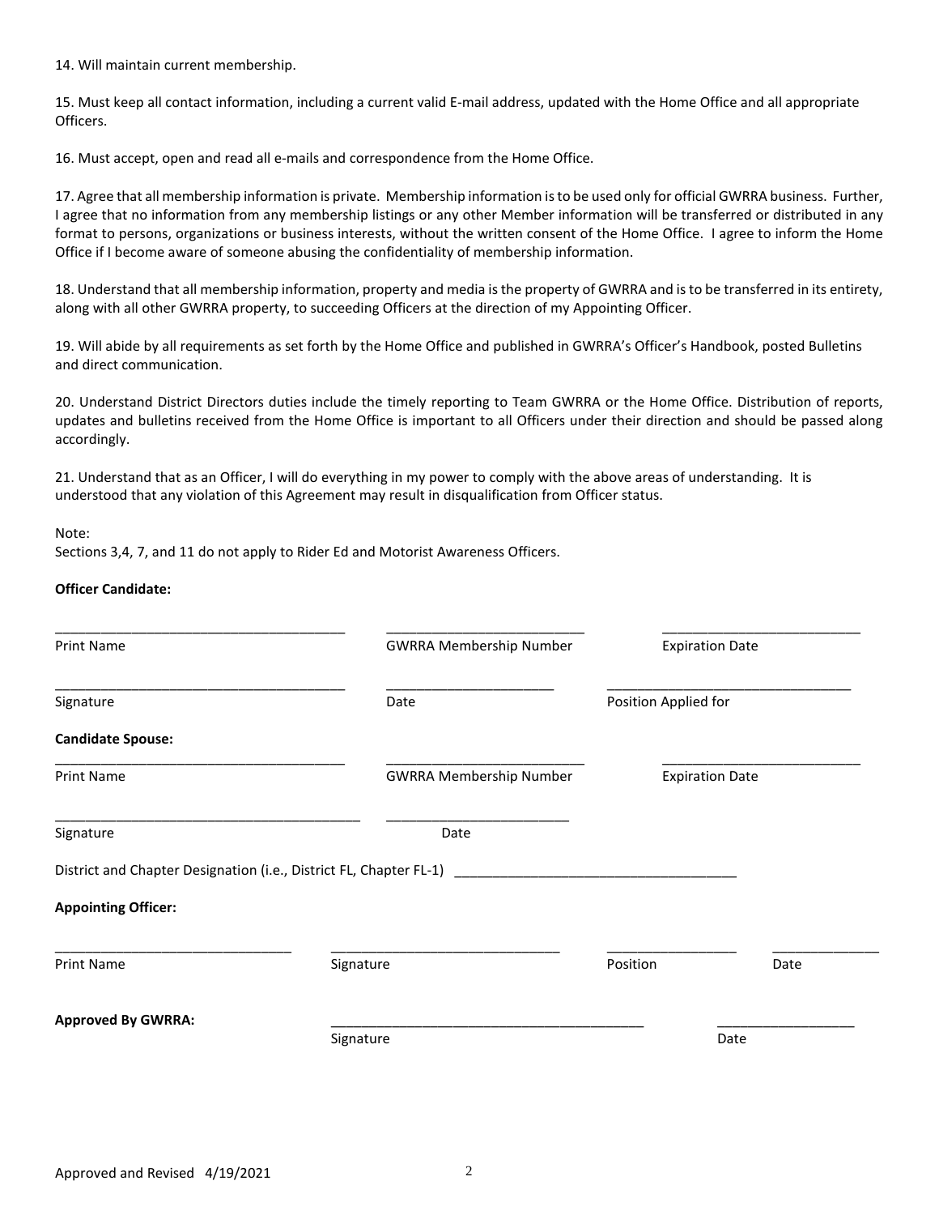14. Will maintain current membership.

15. Must keep all contact information, including a current valid E-mail address, updated with the Home Office and all appropriate Officers.

16. Must accept, open and read all e-mails and correspondence from the Home Office.

17. Agree that all membership information is private. Membership information is to be used only for official GWRRA business. Further, I agree that no information from any membership listings or any other Member information will be transferred or distributed in any format to persons, organizations or business interests, without the written consent of the Home Office. I agree to inform the Home Office if I become aware of someone abusing the confidentiality of membership information.

18. Understand that all membership information, property and media is the property of GWRRA and is to be transferred in its entirety, along with all other GWRRA property, to succeeding Officers at the direction of my Appointing Officer.

19. Will abide by all requirements as set forth by the Home Office and published in GWRRA's Officer's Handbook, posted Bulletins and direct communication.

20. Understand District Directors duties include the timely reporting to Team GWRRA or the Home Office. Distribution of reports, updates and bulletins received from the Home Office is important to all Officers under their direction and should be passed along accordingly.

21. Understand that as an Officer, I will do everything in my power to comply with the above areas of understanding. It is understood that any violation of this Agreement may result in disqualification from Officer status.

Note:
Sections 3,4, 7, and 11 do not apply to Rider Ed and Motorist Awareness Officers.

**Officer Candidate:**

______________________________ &nbsp;&nbsp; ______________________________ &nbsp;&nbsp; ______________________________
Print Name &nbsp;&nbsp; GWRRA Membership Number &nbsp;&nbsp; Expiration Date

______________________________ &nbsp;&nbsp; ______________________________ &nbsp;&nbsp; ______________________________
Signature &nbsp;&nbsp; Date &nbsp;&nbsp; Position Applied for

**Candidate Spouse:**

______________________________ &nbsp;&nbsp; ______________________________ &nbsp;&nbsp; ______________________________
Print Name &nbsp;&nbsp; GWRRA Membership Number &nbsp;&nbsp; Expiration Date

______________________________ &nbsp;&nbsp; ______________________________
Signature &nbsp;&nbsp; Date

District and Chapter Designation (i.e., District FL, Chapter FL-1) ______________________________

**Appointing Officer:**

______________________________ &nbsp;&nbsp; ______________________________ &nbsp;&nbsp; ______________ &nbsp;&nbsp; ______________
Print Name &nbsp;&nbsp; Signature &nbsp;&nbsp; Position &nbsp;&nbsp; Date

**Approved By GWRRA:** &nbsp;&nbsp; ______________________________ &nbsp;&nbsp; ______________
Signature &nbsp;&nbsp; Date

Approved and Revised 4/19/2021